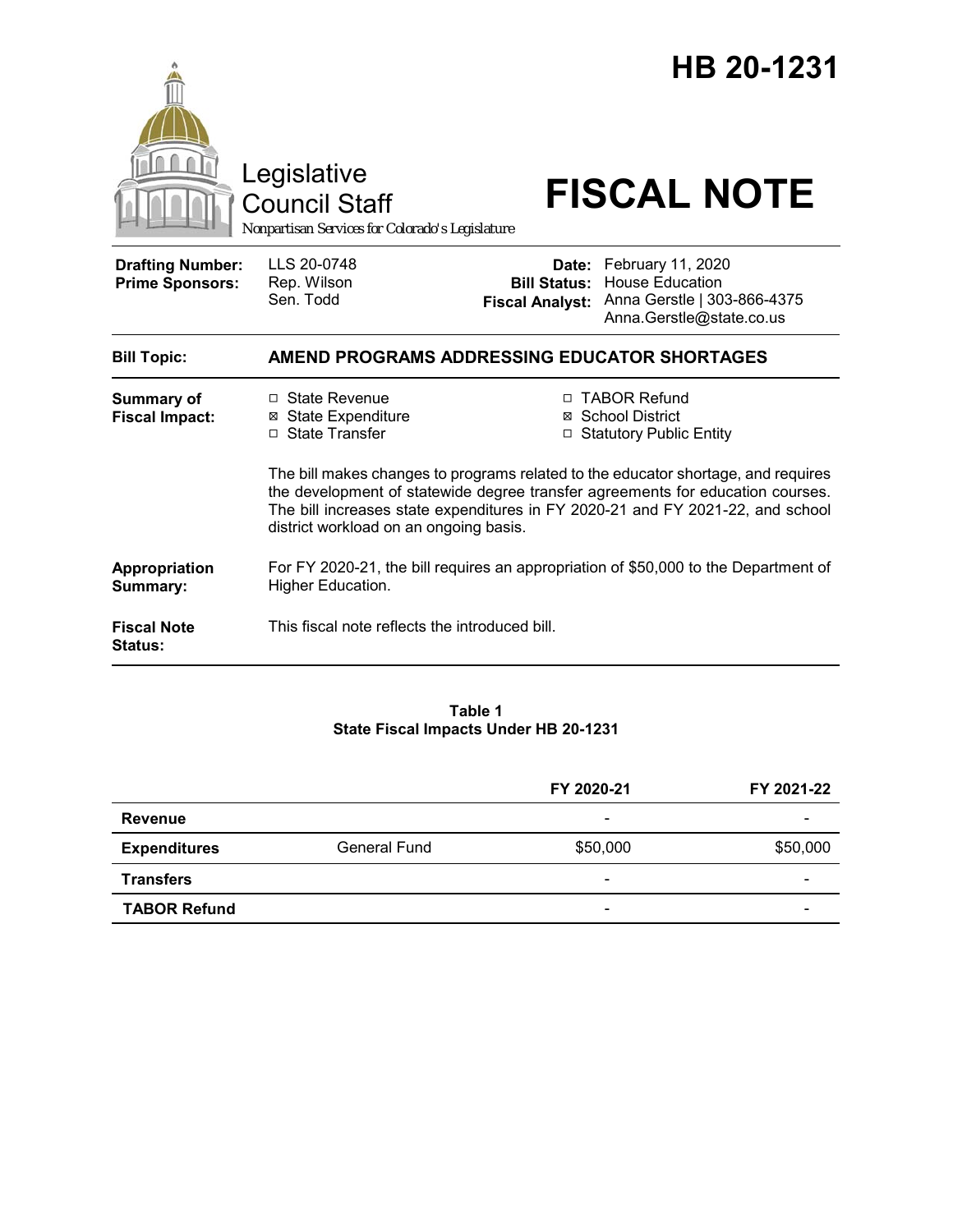# HB 20-1231

Legislative Council Staff

*Nonpartisan Services for Colorado's Legislature*

# FISCAL NOTE

| | | | |
|---|---|---|---|
| **Drafting Number:** | LLS 20-0748 | **Date:** | February 11, 2020 |
| **Prime Sponsors:** | Rep. Wilson<br>Sen. Todd | **Bill Status:** | House Education |
| | | **Fiscal Analyst:** | Anna Gerstle \| 303-866-4375<br>Anna.Gerstle@state.co.us |

**Bill Topic:** **AMEND PROGRAMS ADDRESSING EDUCATOR SHORTAGES**

**Summary of Fiscal Impact:**

- ☐ State Revenue
- ☒ State Expenditure
- ☐ State Transfer
- ☐ TABOR Refund
- ☒ School District
- ☐ Statutory Public Entity

The bill makes changes to programs related to the educator shortage, and requires the development of statewide degree transfer agreements for education courses. The bill increases state expenditures in FY 2020-21 and FY 2021-22, and school district workload on an ongoing basis.

**Appropriation Summary:** For FY 2020-21, the bill requires an appropriation of $50,000 to the Department of Higher Education.

**Fiscal Note Status:** This fiscal note reflects the introduced bill.

**Table 1**
**State Fiscal Impacts Under HB 20-1231**

| | | FY 2020-21 | FY 2021-22 |
|---|---|---|---|
| **Revenue** | | - | - |
| **Expenditures** | General Fund | $50,000 | $50,000 |
| **Transfers** | | - | - |
| **TABOR Refund** | | - | - |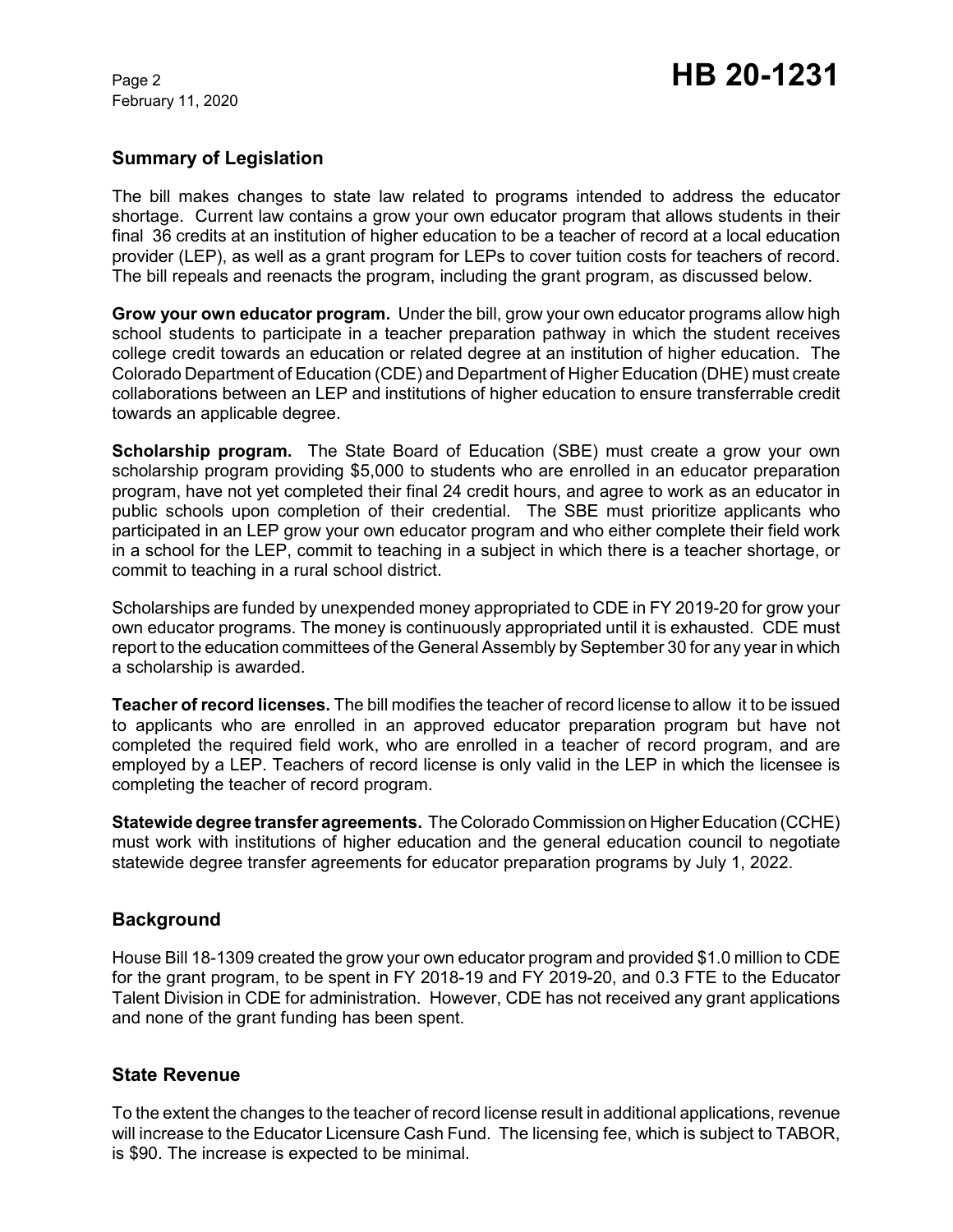## Summary of Legislation

The bill makes changes to state law related to programs intended to address the educator shortage. Current law contains a grow your own educator program that allows students in their final 36 credits at an institution of higher education to be a teacher of record at a local education provider (LEP), as well as a grant program for LEPs to cover tuition costs for teachers of record. The bill repeals and reenacts the program, including the grant program, as discussed below.

**Grow your own educator program.** Under the bill, grow your own educator programs allow high school students to participate in a teacher preparation pathway in which the student receives college credit towards an education or related degree at an institution of higher education. The Colorado Department of Education (CDE) and Department of Higher Education (DHE) must create collaborations between an LEP and institutions of higher education to ensure transferrable credit towards an applicable degree.

**Scholarship program.** The State Board of Education (SBE) must create a grow your own scholarship program providing $5,000 to students who are enrolled in an educator preparation program, have not yet completed their final 24 credit hours, and agree to work as an educator in public schools upon completion of their credential. The SBE must prioritize applicants who participated in an LEP grow your own educator program and who either complete their field work in a school for the LEP, commit to teaching in a subject in which there is a teacher shortage, or commit to teaching in a rural school district.

Scholarships are funded by unexpended money appropriated to CDE in FY 2019-20 for grow your own educator programs. The money is continuously appropriated until it is exhausted. CDE must report to the education committees of the General Assembly by September 30 for any year in which a scholarship is awarded.

**Teacher of record licenses.** The bill modifies the teacher of record license to allow it to be issued to applicants who are enrolled in an approved educator preparation program but have not completed the required field work, who are enrolled in a teacher of record program, and are employed by a LEP. Teachers of record license is only valid in the LEP in which the licensee is completing the teacher of record program.

**Statewide degree transfer agreements.** The Colorado Commission on Higher Education (CCHE) must work with institutions of higher education and the general education council to negotiate statewide degree transfer agreements for educator preparation programs by July 1, 2022.

## Background

House Bill 18-1309 created the grow your own educator program and provided $1.0 million to CDE for the grant program, to be spent in FY 2018-19 and FY 2019-20, and 0.3 FTE to the Educator Talent Division in CDE for administration. However, CDE has not received any grant applications and none of the grant funding has been spent.

## State Revenue

To the extent the changes to the teacher of record license result in additional applications, revenue will increase to the Educator Licensure Cash Fund. The licensing fee, which is subject to TABOR, is $90. The increase is expected to be minimal.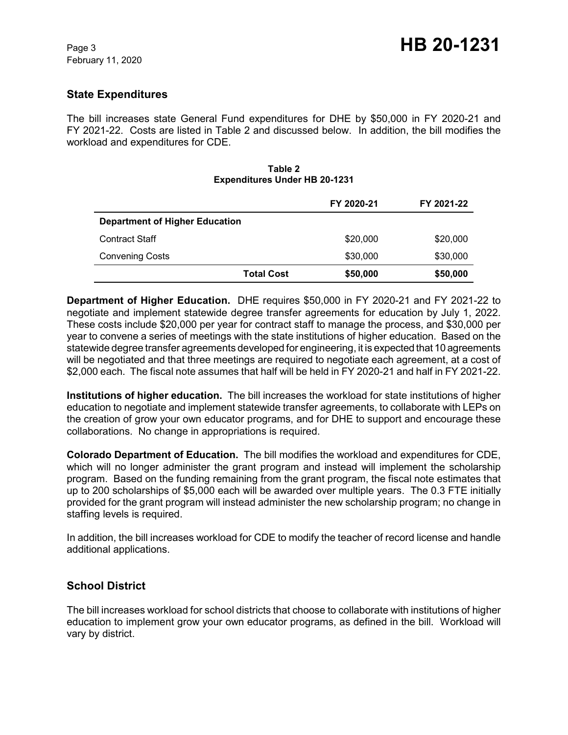## State Expenditures

The bill increases state General Fund expenditures for DHE by $50,000 in FY 2020-21 and FY 2021-22. Costs are listed in Table 2 and discussed below. In addition, the bill modifies the workload and expenditures for CDE.

**Table 2**
**Expenditures Under HB 20-1231**

| | FY 2020-21 | FY 2021-22 |
|---|---|---|
| **Department of Higher Education** | | |
| Contract Staff | $20,000 | $20,000 |
| Convening Costs | $30,000 | $30,000 |
| **Total Cost** | **$50,000** | **$50,000** |

**Department of Higher Education.** DHE requires $50,000 in FY 2020-21 and FY 2021-22 to negotiate and implement statewide degree transfer agreements for education by July 1, 2022. These costs include $20,000 per year for contract staff to manage the process, and $30,000 per year to convene a series of meetings with the state institutions of higher education. Based on the statewide degree transfer agreements developed for engineering, it is expected that 10 agreements will be negotiated and that three meetings are required to negotiate each agreement, at a cost of $2,000 each. The fiscal note assumes that half will be held in FY 2020-21 and half in FY 2021-22.

**Institutions of higher education.** The bill increases the workload for state institutions of higher education to negotiate and implement statewide transfer agreements, to collaborate with LEPs on the creation of grow your own educator programs, and for DHE to support and encourage these collaborations. No change in appropriations is required.

**Colorado Department of Education.** The bill modifies the workload and expenditures for CDE, which will no longer administer the grant program and instead will implement the scholarship program. Based on the funding remaining from the grant program, the fiscal note estimates that up to 200 scholarships of $5,000 each will be awarded over multiple years. The 0.3 FTE initially provided for the grant program will instead administer the new scholarship program; no change in staffing levels is required.

In addition, the bill increases workload for CDE to modify the teacher of record license and handle additional applications.

## School District

The bill increases workload for school districts that choose to collaborate with institutions of higher education to implement grow your own educator programs, as defined in the bill. Workload will vary by district.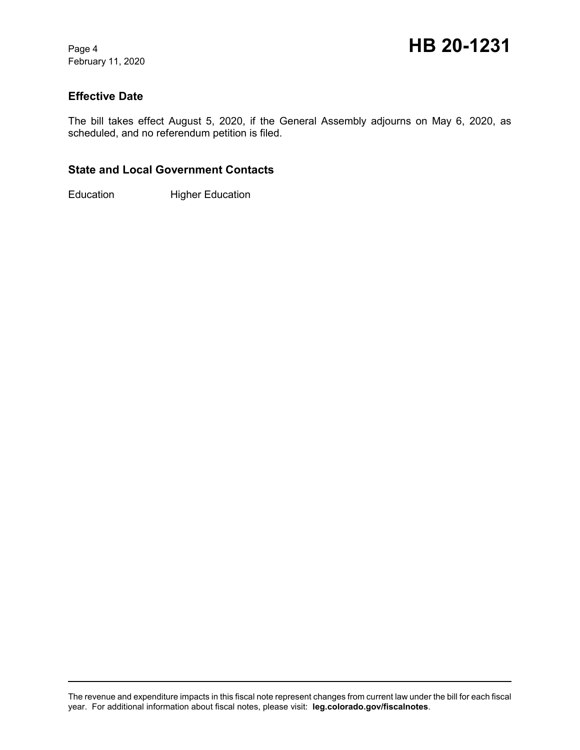## Effective Date

The bill takes effect August 5, 2020, if the General Assembly adjourns on May 6, 2020, as scheduled, and no referendum petition is filed.

## State and Local Government Contacts

Education Higher Education

The revenue and expenditure impacts in this fiscal note represent changes from current law under the bill for each fiscal year. For additional information about fiscal notes, please visit: **leg.colorado.gov/fiscalnotes**.